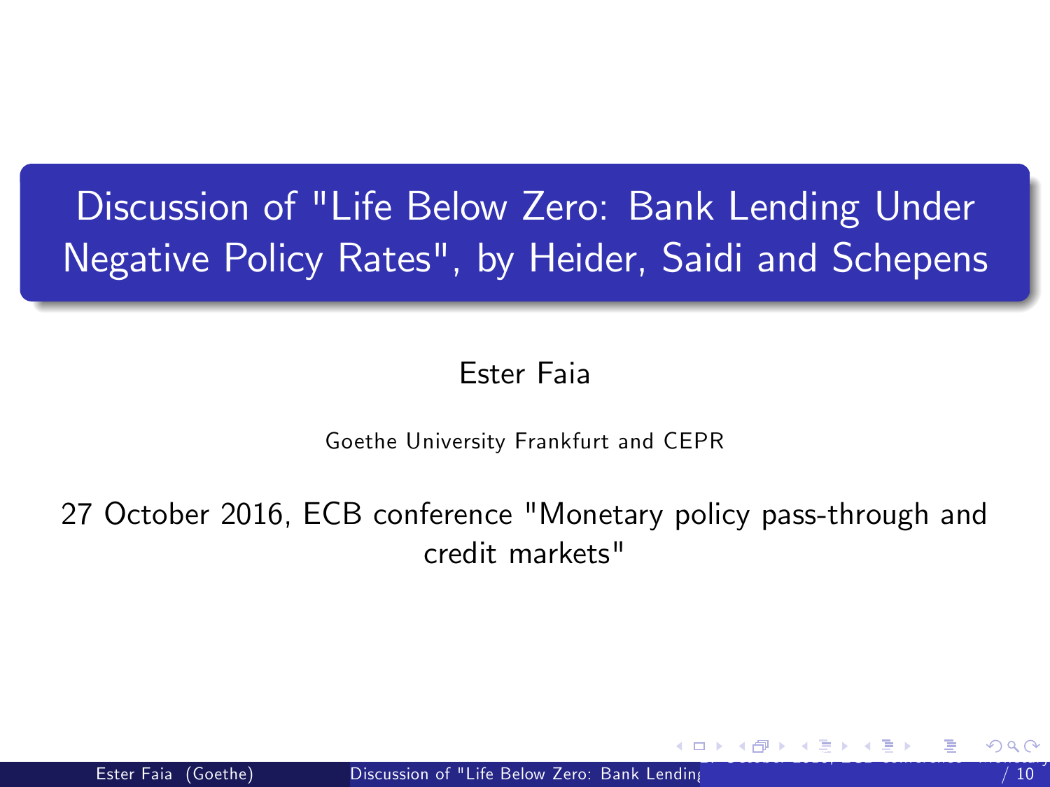# Discussion of "Life Below Zero: Bank Lending Under Negative Policy Rates", by Heider, Saidi and Schepens

Ester Faia

Goethe University Frankfurt and CEPR

27 October 2016, ECB conference "Monetary policy pass-through and credit markets"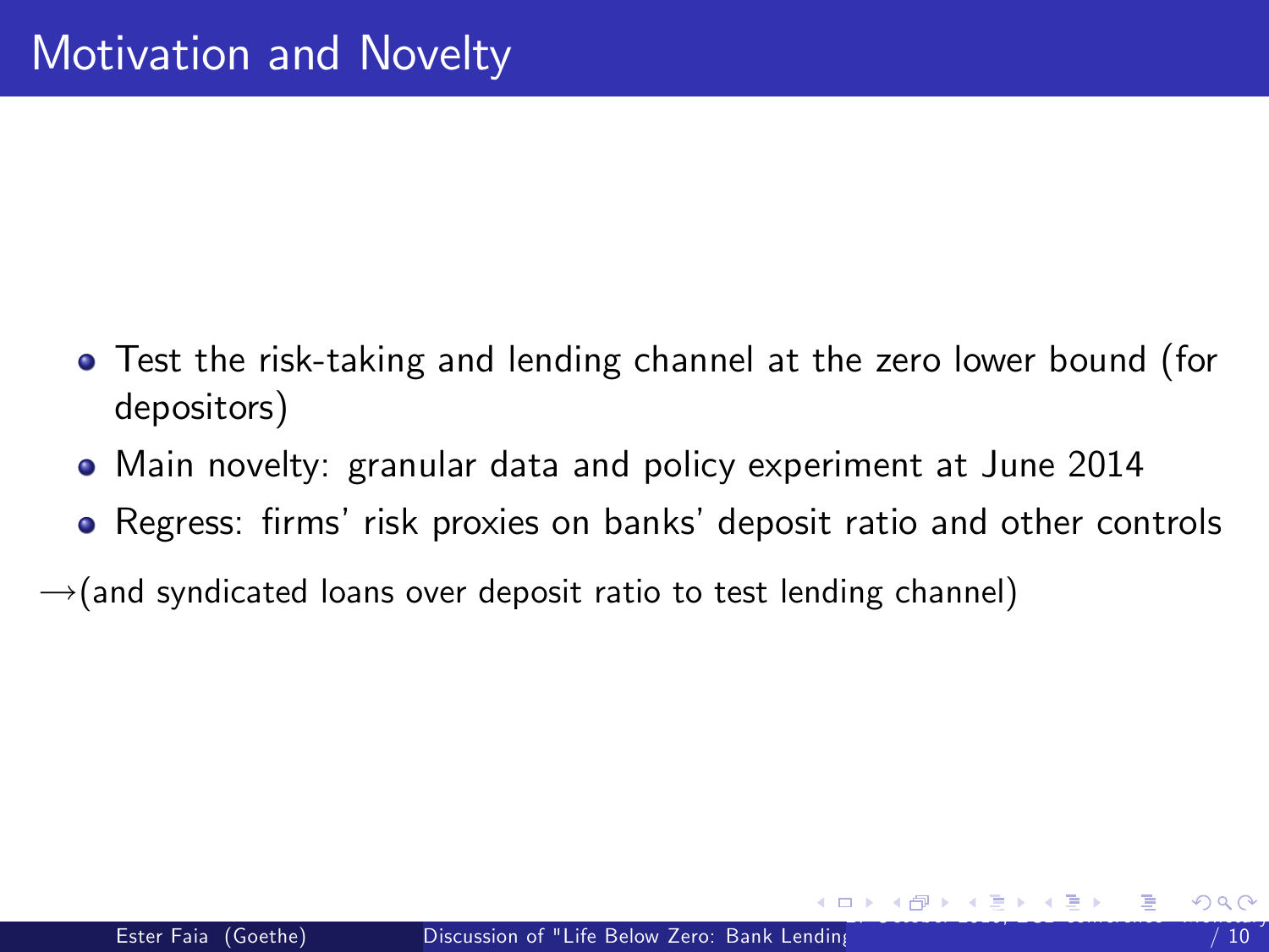# Motivation and Novelty

- Test the risk-taking and lending channel at the zero lower bound (for depositors)
- Main novelty: granular data and policy experiment at June 2014
- Regress: firms' risk proxies on banks' deposit ratio and other controls

$\rightarrow$(and syndicated loans over deposit ratio to test lending channel)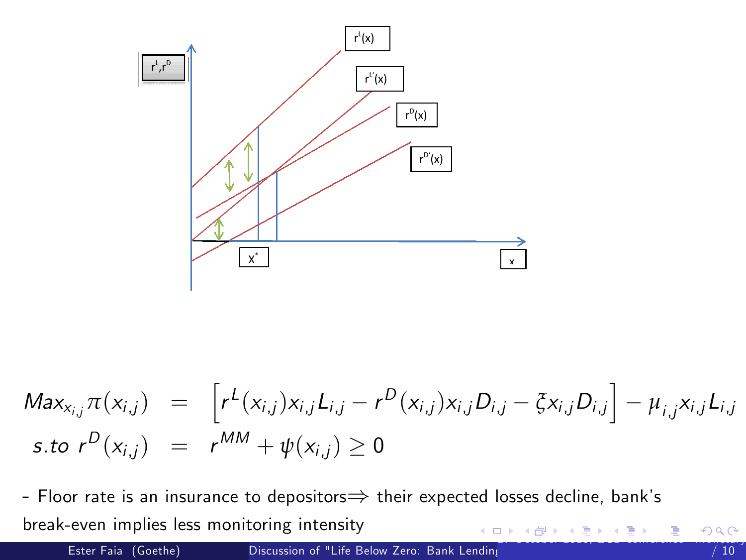$r^L, r^D$

$r^L(x)$

$r^{L'}(x)$

$r^D(x)$

$r^{D'}(x)$

$x^*$

$x$

$$
\begin{aligned}
Max_{x_{i,j}} \pi(x_{i,j}) &= \left[ r^L(x_{i,j}) x_{i,j} L_{i,j} - r^D(x_{i,j}) x_{i,j} D_{i,j} - \xi x_{i,j} D_{i,j} \right] - \mu_{i,j} x_{i,j} L_{i,j} \\
s.to \; r^D(x_{i,j}) &= r^{MM} + \psi(x_{i,j}) \geq 0
\end{aligned}
$$

- Floor rate is an insurance to depositors$\Rightarrow$ their expected losses decline, bank's break-even implies less monitoring intensity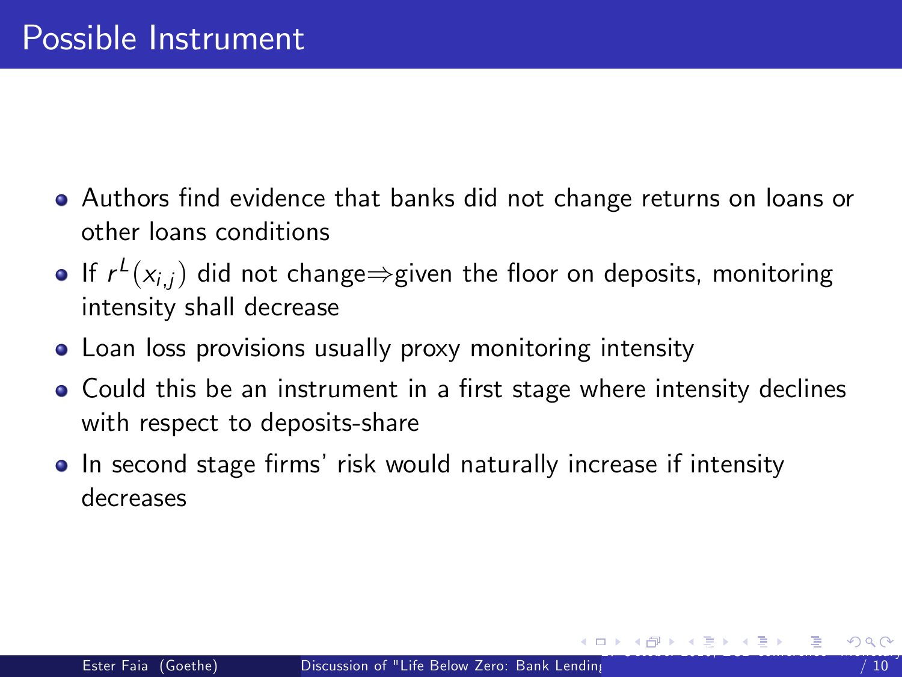# Possible Instrument

- Authors find evidence that banks did not change returns on loans or other loans conditions
- If $r^L(x_{i,j})$ did not change$\Rightarrow$given the floor on deposits, monitoring intensity shall decrease
- Loan loss provisions usually proxy monitoring intensity
- Could this be an instrument in a first stage where intensity declines with respect to deposits-share
- In second stage firms' risk would naturally increase if intensity decreases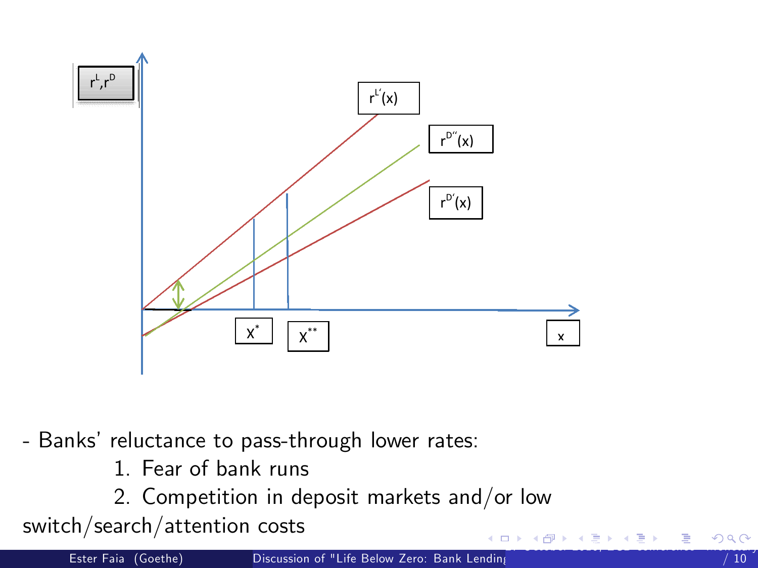$r^L, r^D$

$r^{L'}(x)$

$r^{D''}(x)$

$r^{D'}(x)$

$X^*$

$X^{**}$

x

- Banks' reluctance to pass-through lower rates:

1. Fear of bank runs
2. Competition in deposit markets and/or low switch/search/attention costs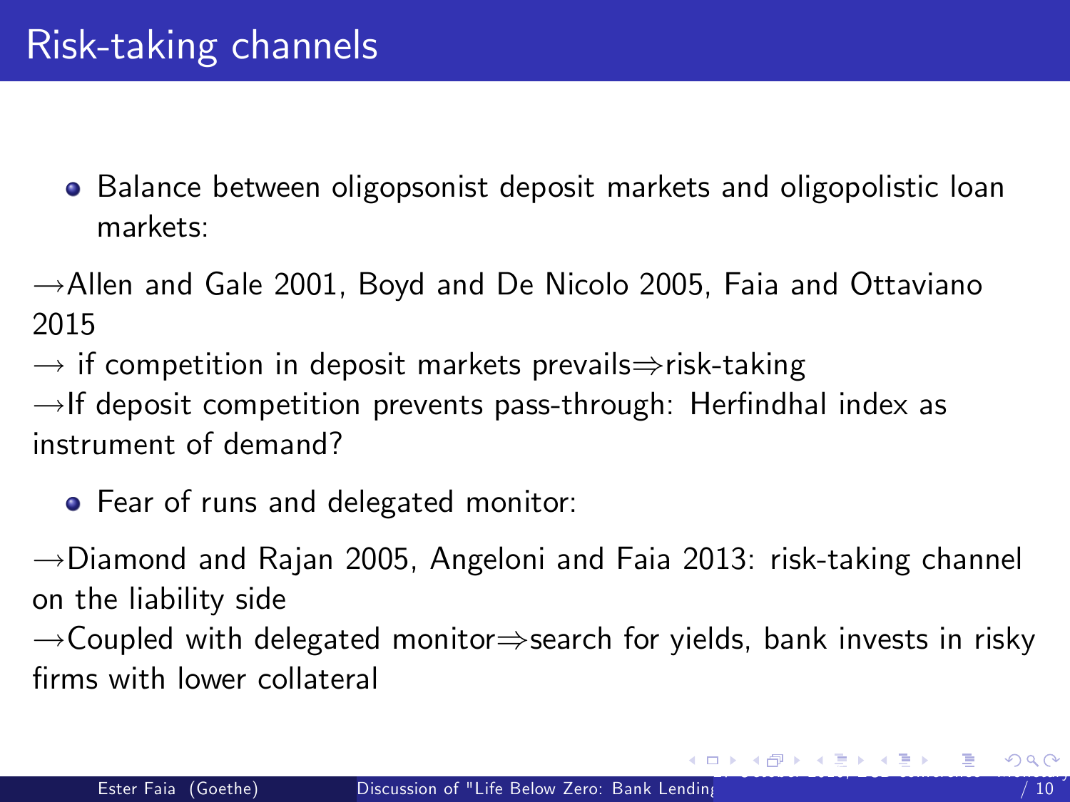# Risk-taking channels

- Balance between oligopsonist deposit markets and oligopolistic loan markets:

→Allen and Gale 2001, Boyd and De Nicolo 2005, Faia and Ottaviano 2015
→ if competition in deposit markets prevails⇒risk-taking
→If deposit competition prevents pass-through: Herfindhal index as instrument of demand?

- Fear of runs and delegated monitor:

→Diamond and Rajan 2005, Angeloni and Faia 2013: risk-taking channel on the liability side
→Coupled with delegated monitor⇒search for yields, bank invests in risky firms with lower collateral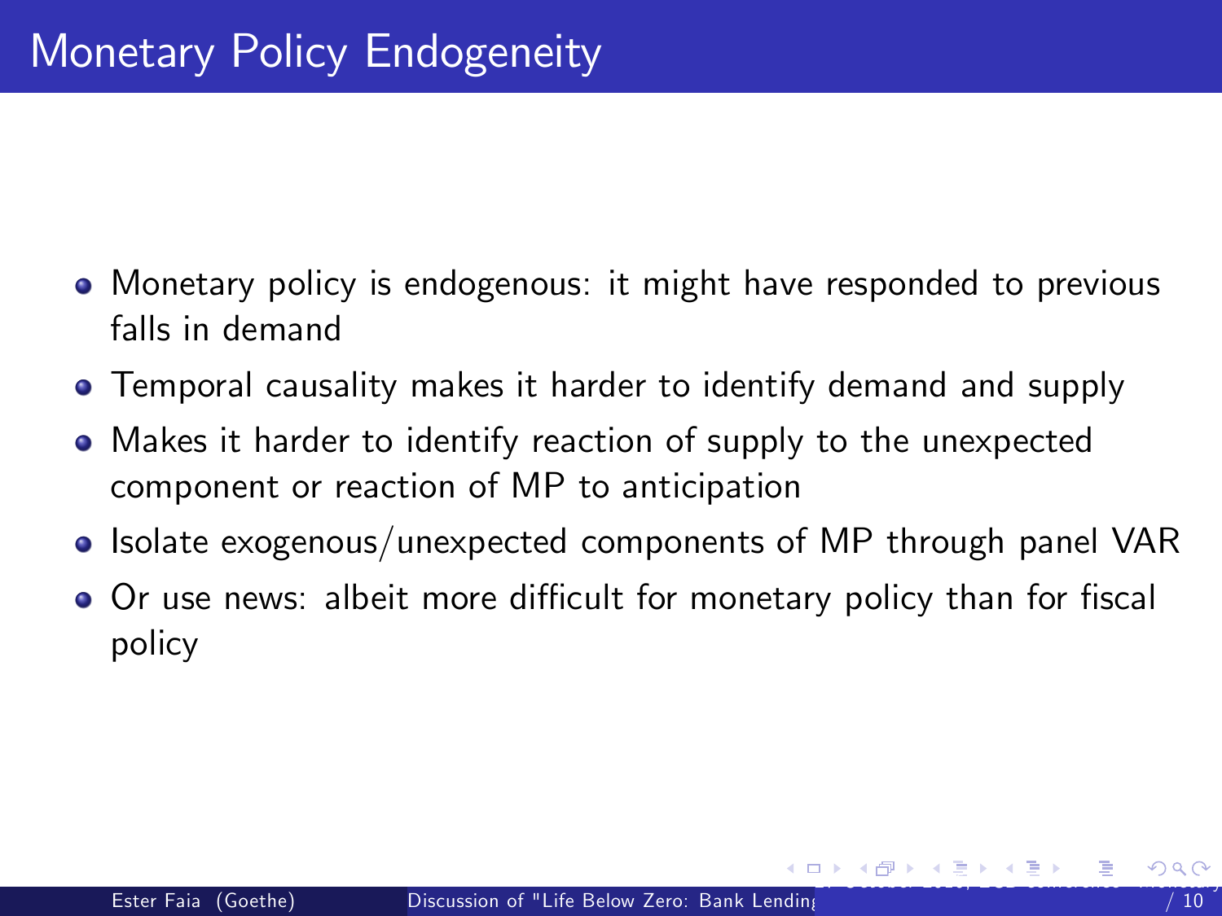# Monetary Policy Endogeneity

- Monetary policy is endogenous: it might have responded to previous falls in demand
- Temporal causality makes it harder to identify demand and supply
- Makes it harder to identify reaction of supply to the unexpected component or reaction of MP to anticipation
- Isolate exogenous/unexpected components of MP through panel VAR
- Or use news: albeit more difficult for monetary policy than for fiscal policy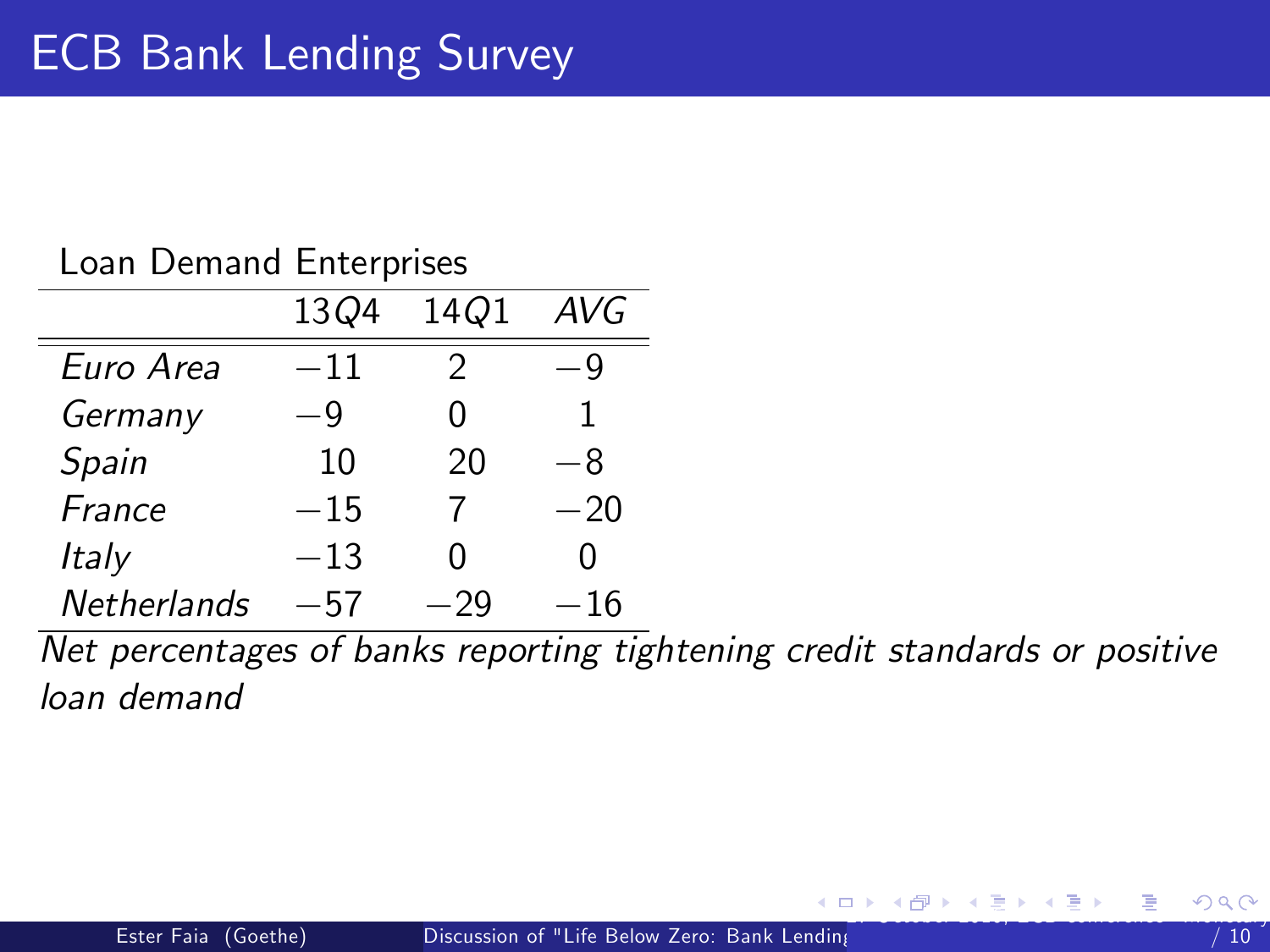# ECB Bank Lending Survey

Loan Demand Enterprises

| | 13Q4 | 14Q1 | AVG |
|---|---|---|---|
| *Euro Area* | −11 | 2 | −9 |
| *Germany* | −9 | 0 | 1 |
| *Spain* | 10 | 20 | −8 |
| *France* | −15 | 7 | −20 |
| *Italy* | −13 | 0 | 0 |
| *Netherlands* | −57 | −29 | −16 |

*Net percentages of banks reporting tightening credit standards or positive loan demand*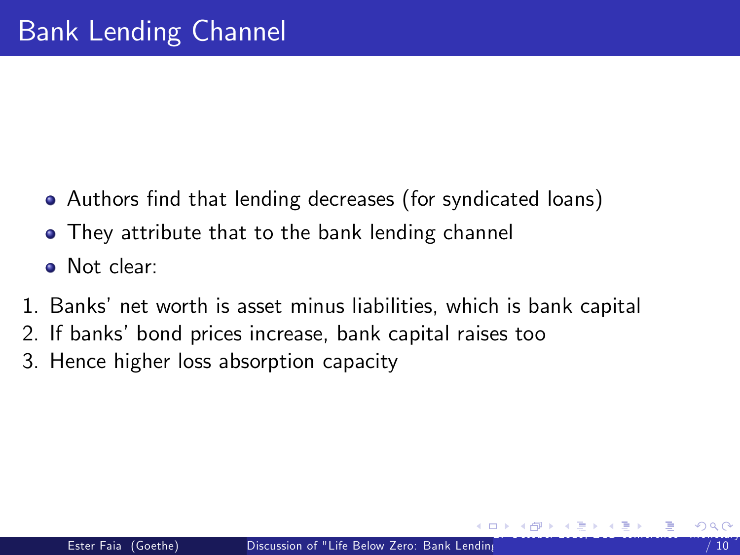# Bank Lending Channel

- Authors find that lending decreases (for syndicated loans)
- They attribute that to the bank lending channel
- Not clear:

1. Banks' net worth is asset minus liabilities, which is bank capital
2. If banks' bond prices increase, bank capital raises too
3. Hence higher loss absorption capacity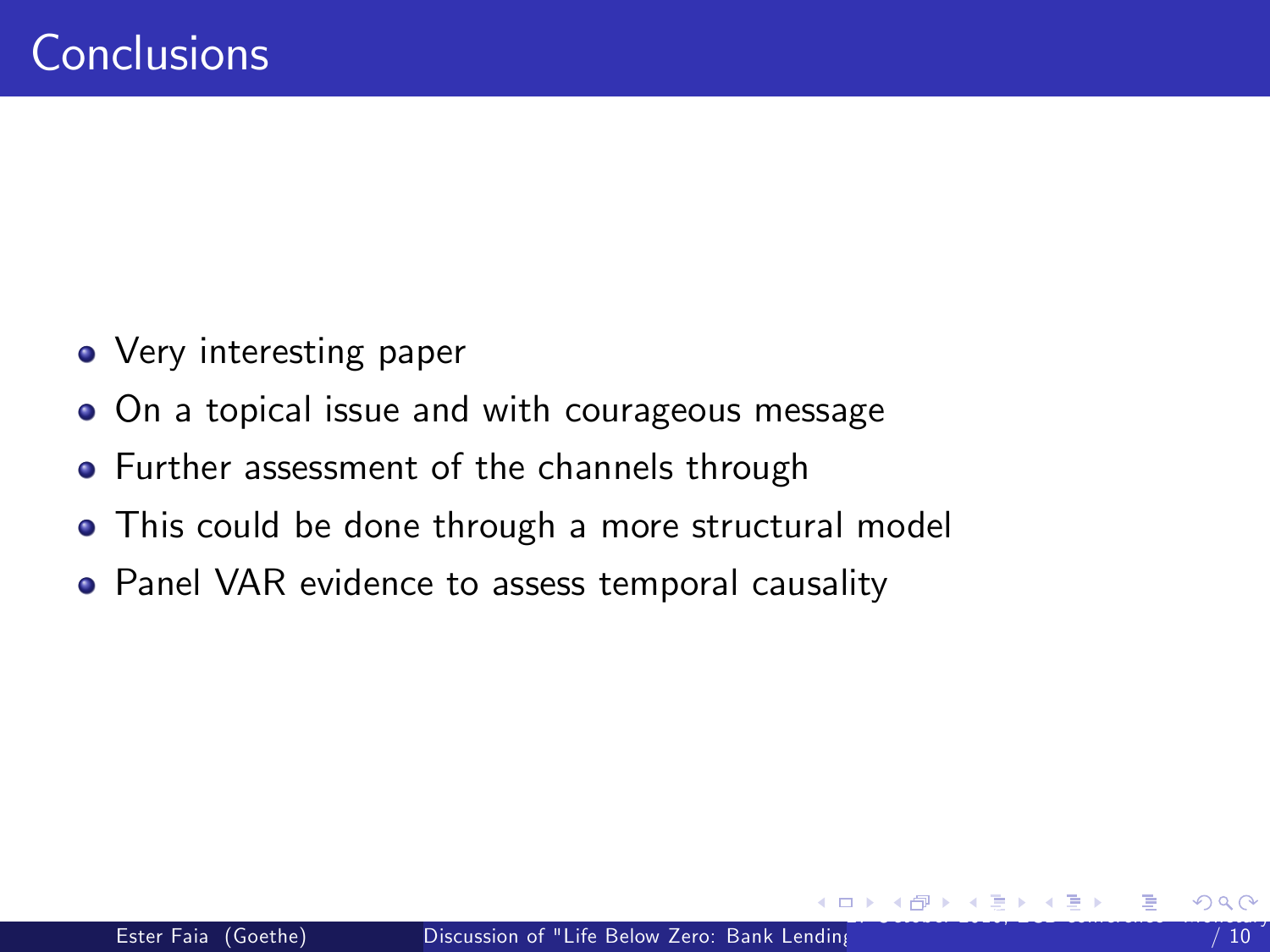# Conclusions

- Very interesting paper
- On a topical issue and with courageous message
- Further assessment of the channels through
- This could be done through a more structural model
- Panel VAR evidence to assess temporal causality